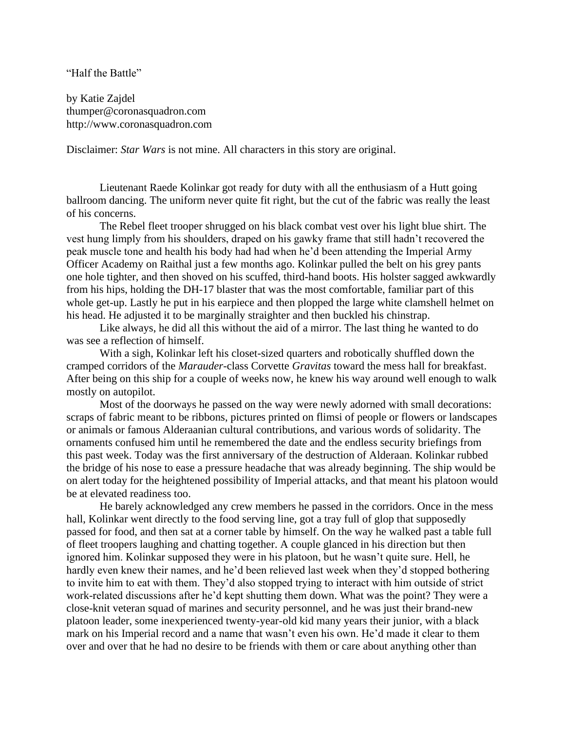"Half the Battle"

by Katie Zajdel
thumper@coronasquadron.com
http://www.coronasquadron.com

Disclaimer: *Star Wars* is not mine. All characters in this story are original.

Lieutenant Raede Kolinkar got ready for duty with all the enthusiasm of a Hutt going ballroom dancing. The uniform never quite fit right, but the cut of the fabric was really the least of his concerns.

The Rebel fleet trooper shrugged on his black combat vest over his light blue shirt. The vest hung limply from his shoulders, draped on his gawky frame that still hadn't recovered the peak muscle tone and health his body had had when he'd been attending the Imperial Army Officer Academy on Raithal just a few months ago. Kolinkar pulled the belt on his grey pants one hole tighter, and then shoved on his scuffed, third-hand boots. His holster sagged awkwardly from his hips, holding the DH-17 blaster that was the most comfortable, familiar part of this whole get-up. Lastly he put in his earpiece and then plopped the large white clamshell helmet on his head. He adjusted it to be marginally straighter and then buckled his chinstrap.

Like always, he did all this without the aid of a mirror. The last thing he wanted to do was see a reflection of himself.

With a sigh, Kolinkar left his closet-sized quarters and robotically shuffled down the cramped corridors of the *Marauder*-class Corvette *Gravitas* toward the mess hall for breakfast. After being on this ship for a couple of weeks now, he knew his way around well enough to walk mostly on autopilot.

Most of the doorways he passed on the way were newly adorned with small decorations: scraps of fabric meant to be ribbons, pictures printed on flimsi of people or flowers or landscapes or animals or famous Alderaanian cultural contributions, and various words of solidarity. The ornaments confused him until he remembered the date and the endless security briefings from this past week. Today was the first anniversary of the destruction of Alderaan. Kolinkar rubbed the bridge of his nose to ease a pressure headache that was already beginning. The ship would be on alert today for the heightened possibility of Imperial attacks, and that meant his platoon would be at elevated readiness too.

He barely acknowledged any crew members he passed in the corridors. Once in the mess hall, Kolinkar went directly to the food serving line, got a tray full of glop that supposedly passed for food, and then sat at a corner table by himself. On the way he walked past a table full of fleet troopers laughing and chatting together. A couple glanced in his direction but then ignored him. Kolinkar supposed they were in his platoon, but he wasn't quite sure. Hell, he hardly even knew their names, and he'd been relieved last week when they'd stopped bothering to invite him to eat with them. They'd also stopped trying to interact with him outside of strict work-related discussions after he'd kept shutting them down. What was the point? They were a close-knit veteran squad of marines and security personnel, and he was just their brand-new platoon leader, some inexperienced twenty-year-old kid many years their junior, with a black mark on his Imperial record and a name that wasn't even his own. He'd made it clear to them over and over that he had no desire to be friends with them or care about anything other than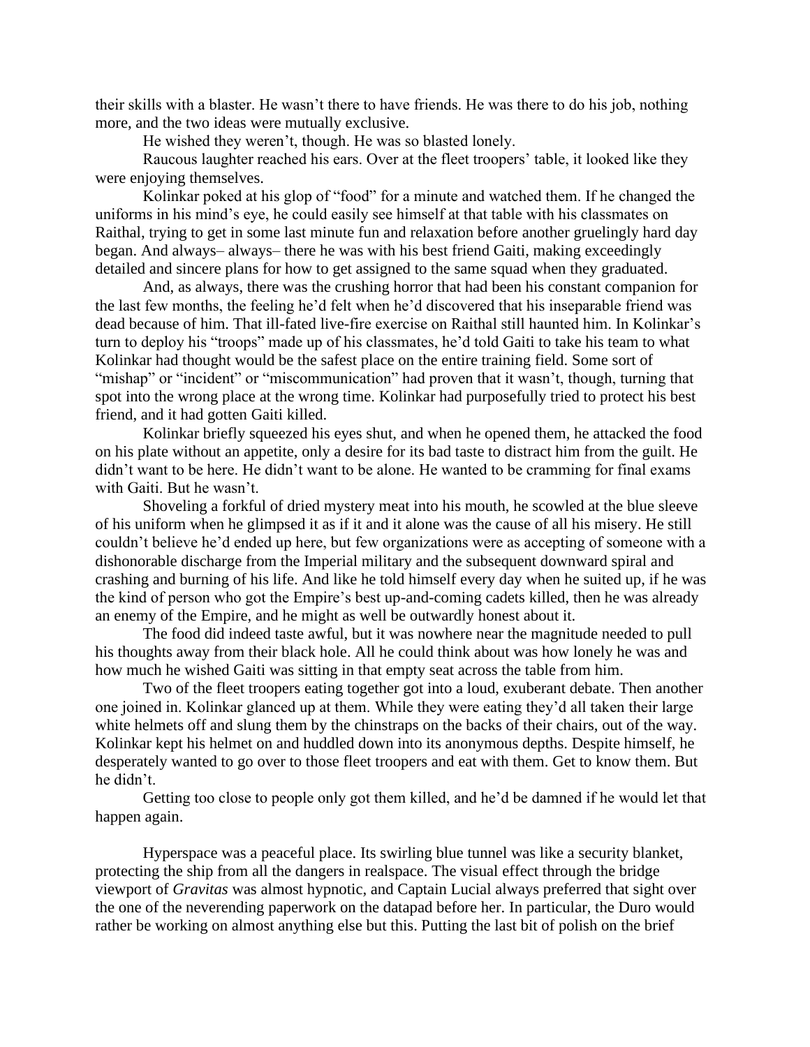their skills with a blaster. He wasn't there to have friends. He was there to do his job, nothing more, and the two ideas were mutually exclusive.

He wished they weren't, though. He was so blasted lonely.

Raucous laughter reached his ears. Over at the fleet troopers' table, it looked like they were enjoying themselves.

Kolinkar poked at his glop of "food" for a minute and watched them. If he changed the uniforms in his mind's eye, he could easily see himself at that table with his classmates on Raithal, trying to get in some last minute fun and relaxation before another gruelingly hard day began. And always– always– there he was with his best friend Gaiti, making exceedingly detailed and sincere plans for how to get assigned to the same squad when they graduated.

And, as always, there was the crushing horror that had been his constant companion for the last few months, the feeling he'd felt when he'd discovered that his inseparable friend was dead because of him. That ill-fated live-fire exercise on Raithal still haunted him. In Kolinkar's turn to deploy his "troops" made up of his classmates, he'd told Gaiti to take his team to what Kolinkar had thought would be the safest place on the entire training field. Some sort of "mishap" or "incident" or "miscommunication" had proven that it wasn't, though, turning that spot into the wrong place at the wrong time. Kolinkar had purposefully tried to protect his best friend, and it had gotten Gaiti killed.

Kolinkar briefly squeezed his eyes shut, and when he opened them, he attacked the food on his plate without an appetite, only a desire for its bad taste to distract him from the guilt. He didn't want to be here. He didn't want to be alone. He wanted to be cramming for final exams with Gaiti. But he wasn't.

Shoveling a forkful of dried mystery meat into his mouth, he scowled at the blue sleeve of his uniform when he glimpsed it as if it and it alone was the cause of all his misery. He still couldn't believe he'd ended up here, but few organizations were as accepting of someone with a dishonorable discharge from the Imperial military and the subsequent downward spiral and crashing and burning of his life. And like he told himself every day when he suited up, if he was the kind of person who got the Empire's best up-and-coming cadets killed, then he was already an enemy of the Empire, and he might as well be outwardly honest about it.

The food did indeed taste awful, but it was nowhere near the magnitude needed to pull his thoughts away from their black hole. All he could think about was how lonely he was and how much he wished Gaiti was sitting in that empty seat across the table from him.

Two of the fleet troopers eating together got into a loud, exuberant debate. Then another one joined in. Kolinkar glanced up at them. While they were eating they'd all taken their large white helmets off and slung them by the chinstraps on the backs of their chairs, out of the way. Kolinkar kept his helmet on and huddled down into its anonymous depths. Despite himself, he desperately wanted to go over to those fleet troopers and eat with them. Get to know them. But he didn't.

Getting too close to people only got them killed, and he'd be damned if he would let that happen again.

Hyperspace was a peaceful place. Its swirling blue tunnel was like a security blanket, protecting the ship from all the dangers in realspace. The visual effect through the bridge viewport of *Gravitas* was almost hypnotic, and Captain Lucial always preferred that sight over the one of the neverending paperwork on the datapad before her. In particular, the Duro would rather be working on almost anything else but this. Putting the last bit of polish on the brief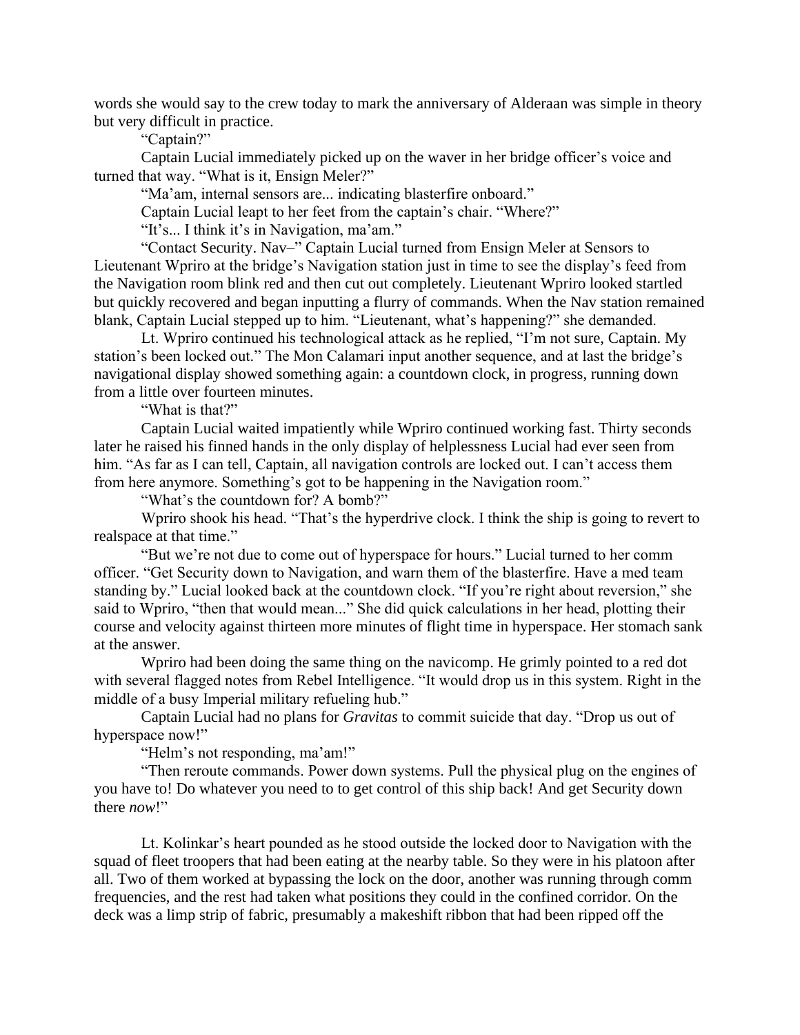words she would say to the crew today to mark the anniversary of Alderaan was simple in theory but very difficult in practice.

"Captain?"

Captain Lucial immediately picked up on the waver in her bridge officer's voice and turned that way. "What is it, Ensign Meler?"

"Ma'am, internal sensors are... indicating blasterfire onboard."

Captain Lucial leapt to her feet from the captain's chair. "Where?"

"It's... I think it's in Navigation, ma'am."

"Contact Security. Nav–" Captain Lucial turned from Ensign Meler at Sensors to Lieutenant Wpriro at the bridge's Navigation station just in time to see the display's feed from the Navigation room blink red and then cut out completely. Lieutenant Wpriro looked startled but quickly recovered and began inputting a flurry of commands. When the Nav station remained blank, Captain Lucial stepped up to him. "Lieutenant, what's happening?" she demanded.

Lt. Wpriro continued his technological attack as he replied, "I'm not sure, Captain. My station's been locked out." The Mon Calamari input another sequence, and at last the bridge's navigational display showed something again: a countdown clock, in progress, running down from a little over fourteen minutes.

"What is that?"

Captain Lucial waited impatiently while Wpriro continued working fast. Thirty seconds later he raised his finned hands in the only display of helplessness Lucial had ever seen from him. "As far as I can tell, Captain, all navigation controls are locked out. I can't access them from here anymore. Something's got to be happening in the Navigation room."

"What's the countdown for? A bomb?"

Wpriro shook his head. "That's the hyperdrive clock. I think the ship is going to revert to realspace at that time."

"But we're not due to come out of hyperspace for hours." Lucial turned to her comm officer. "Get Security down to Navigation, and warn them of the blasterfire. Have a med team standing by." Lucial looked back at the countdown clock. "If you're right about reversion," she said to Wpriro, "then that would mean..." She did quick calculations in her head, plotting their course and velocity against thirteen more minutes of flight time in hyperspace. Her stomach sank at the answer.

Wpriro had been doing the same thing on the navicomp. He grimly pointed to a red dot with several flagged notes from Rebel Intelligence. "It would drop us in this system. Right in the middle of a busy Imperial military refueling hub."

Captain Lucial had no plans for *Gravitas* to commit suicide that day. "Drop us out of hyperspace now!"

"Helm's not responding, ma'am!"

"Then reroute commands. Power down systems. Pull the physical plug on the engines of you have to! Do whatever you need to to get control of this ship back! And get Security down there *now*!"

Lt. Kolinkar's heart pounded as he stood outside the locked door to Navigation with the squad of fleet troopers that had been eating at the nearby table. So they were in his platoon after all. Two of them worked at bypassing the lock on the door, another was running through comm frequencies, and the rest had taken what positions they could in the confined corridor. On the deck was a limp strip of fabric, presumably a makeshift ribbon that had been ripped off the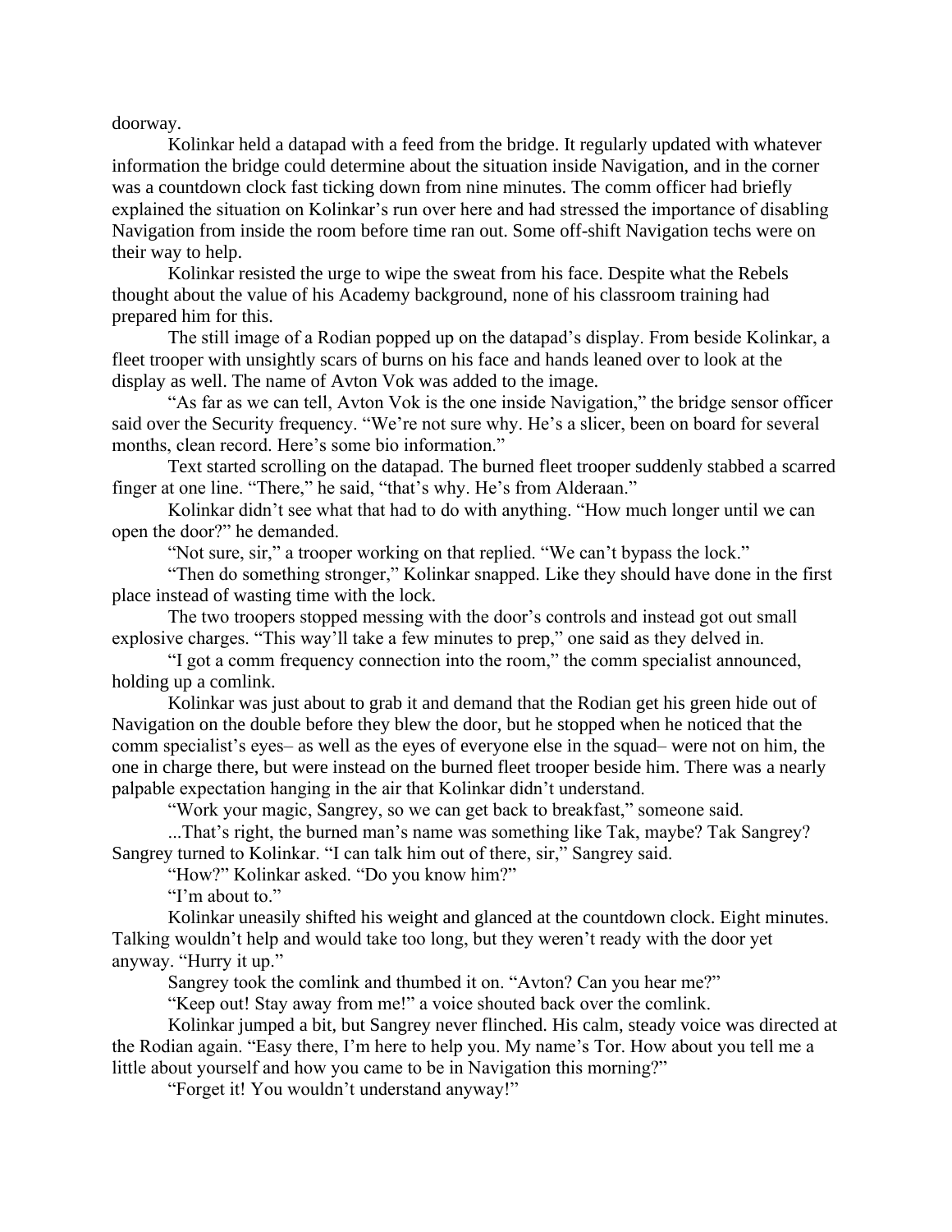doorway.

Kolinkar held a datapad with a feed from the bridge. It regularly updated with whatever information the bridge could determine about the situation inside Navigation, and in the corner was a countdown clock fast ticking down from nine minutes. The comm officer had briefly explained the situation on Kolinkar's run over here and had stressed the importance of disabling Navigation from inside the room before time ran out. Some off-shift Navigation techs were on their way to help.

Kolinkar resisted the urge to wipe the sweat from his face. Despite what the Rebels thought about the value of his Academy background, none of his classroom training had prepared him for this.

The still image of a Rodian popped up on the datapad's display. From beside Kolinkar, a fleet trooper with unsightly scars of burns on his face and hands leaned over to look at the display as well. The name of Avton Vok was added to the image.

"As far as we can tell, Avton Vok is the one inside Navigation," the bridge sensor officer said over the Security frequency. "We're not sure why. He's a slicer, been on board for several months, clean record. Here's some bio information."

Text started scrolling on the datapad. The burned fleet trooper suddenly stabbed a scarred finger at one line. "There," he said, "that's why. He's from Alderaan."

Kolinkar didn't see what that had to do with anything. "How much longer until we can open the door?" he demanded.

"Not sure, sir," a trooper working on that replied. "We can't bypass the lock."

"Then do something stronger," Kolinkar snapped. Like they should have done in the first place instead of wasting time with the lock.

The two troopers stopped messing with the door's controls and instead got out small explosive charges. "This way'll take a few minutes to prep," one said as they delved in.

"I got a comm frequency connection into the room," the comm specialist announced, holding up a comlink.

Kolinkar was just about to grab it and demand that the Rodian get his green hide out of Navigation on the double before they blew the door, but he stopped when he noticed that the comm specialist's eyes– as well as the eyes of everyone else in the squad– were not on him, the one in charge there, but were instead on the burned fleet trooper beside him. There was a nearly palpable expectation hanging in the air that Kolinkar didn't understand.

"Work your magic, Sangrey, so we can get back to breakfast," someone said.

...That's right, the burned man's name was something like Tak, maybe? Tak Sangrey? Sangrey turned to Kolinkar. "I can talk him out of there, sir," Sangrey said.

"How?" Kolinkar asked. "Do you know him?"

"I'm about to."

Kolinkar uneasily shifted his weight and glanced at the countdown clock. Eight minutes. Talking wouldn't help and would take too long, but they weren't ready with the door yet anyway. "Hurry it up."

Sangrey took the comlink and thumbed it on. "Avton? Can you hear me?"

"Keep out! Stay away from me!" a voice shouted back over the comlink.

Kolinkar jumped a bit, but Sangrey never flinched. His calm, steady voice was directed at the Rodian again. "Easy there, I'm here to help you. My name's Tor. How about you tell me a little about yourself and how you came to be in Navigation this morning?"

"Forget it! You wouldn't understand anyway!"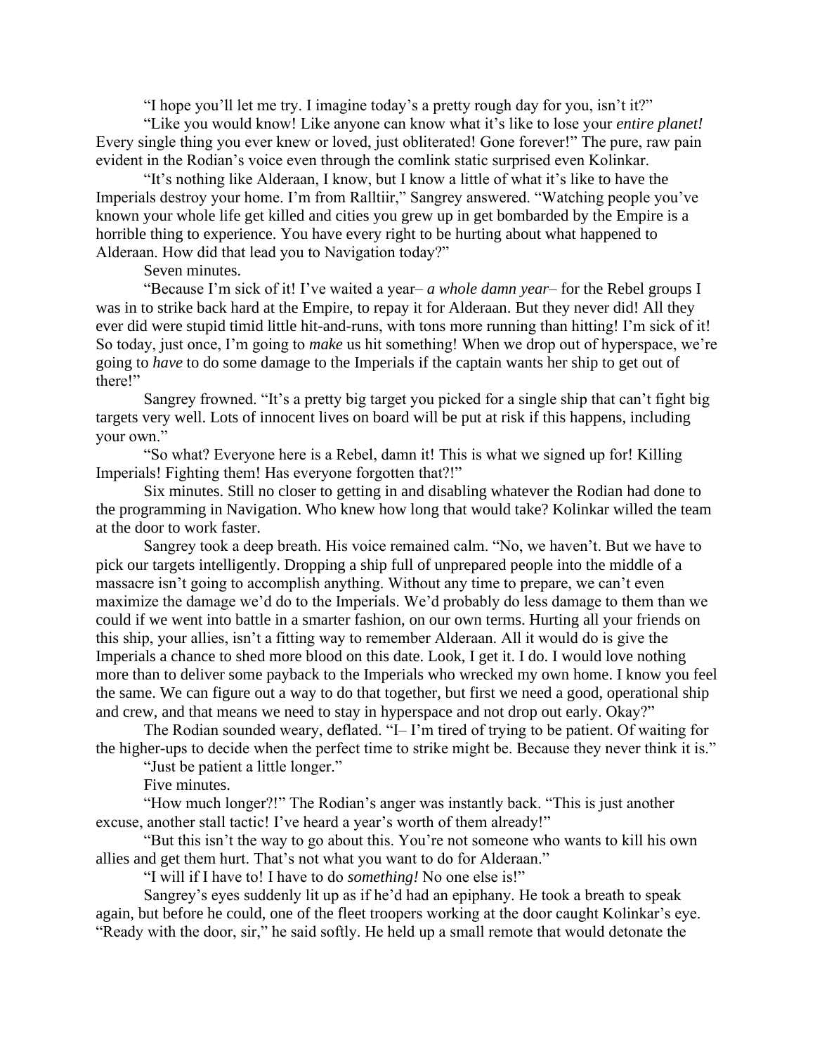"I hope you'll let me try. I imagine today's a pretty rough day for you, isn't it?"

"Like you would know! Like anyone can know what it's like to lose your *entire planet!* Every single thing you ever knew or loved, just obliterated! Gone forever!" The pure, raw pain evident in the Rodian's voice even through the comlink static surprised even Kolinkar.

"It's nothing like Alderaan, I know, but I know a little of what it's like to have the Imperials destroy your home. I'm from Ralltiir," Sangrey answered. "Watching people you've known your whole life get killed and cities you grew up in get bombarded by the Empire is a horrible thing to experience. You have every right to be hurting about what happened to Alderaan. How did that lead you to Navigation today?"

Seven minutes.

"Because I'm sick of it! I've waited a year– *a whole damn year*– for the Rebel groups I was in to strike back hard at the Empire, to repay it for Alderaan. But they never did! All they ever did were stupid timid little hit-and-runs, with tons more running than hitting! I'm sick of it! So today, just once, I'm going to *make* us hit something! When we drop out of hyperspace, we're going to *have* to do some damage to the Imperials if the captain wants her ship to get out of there!"

Sangrey frowned. "It's a pretty big target you picked for a single ship that can't fight big targets very well. Lots of innocent lives on board will be put at risk if this happens, including your own."

"So what? Everyone here is a Rebel, damn it! This is what we signed up for! Killing Imperials! Fighting them! Has everyone forgotten that?!"

Six minutes. Still no closer to getting in and disabling whatever the Rodian had done to the programming in Navigation. Who knew how long that would take? Kolinkar willed the team at the door to work faster.

Sangrey took a deep breath. His voice remained calm. "No, we haven't. But we have to pick our targets intelligently. Dropping a ship full of unprepared people into the middle of a massacre isn't going to accomplish anything. Without any time to prepare, we can't even maximize the damage we'd do to the Imperials. We'd probably do less damage to them than we could if we went into battle in a smarter fashion, on our own terms. Hurting all your friends on this ship, your allies, isn't a fitting way to remember Alderaan. All it would do is give the Imperials a chance to shed more blood on this date. Look, I get it. I do. I would love nothing more than to deliver some payback to the Imperials who wrecked my own home. I know you feel the same. We can figure out a way to do that together, but first we need a good, operational ship and crew, and that means we need to stay in hyperspace and not drop out early. Okay?"

The Rodian sounded weary, deflated. "I– I'm tired of trying to be patient. Of waiting for the higher-ups to decide when the perfect time to strike might be. Because they never think it is."

"Just be patient a little longer."

Five minutes.

"How much longer?!" The Rodian's anger was instantly back. "This is just another excuse, another stall tactic! I've heard a year's worth of them already!"

"But this isn't the way to go about this. You're not someone who wants to kill his own allies and get them hurt. That's not what you want to do for Alderaan."

"I will if I have to! I have to do *something!* No one else is!"

Sangrey's eyes suddenly lit up as if he'd had an epiphany. He took a breath to speak again, but before he could, one of the fleet troopers working at the door caught Kolinkar's eye. "Ready with the door, sir," he said softly. He held up a small remote that would detonate the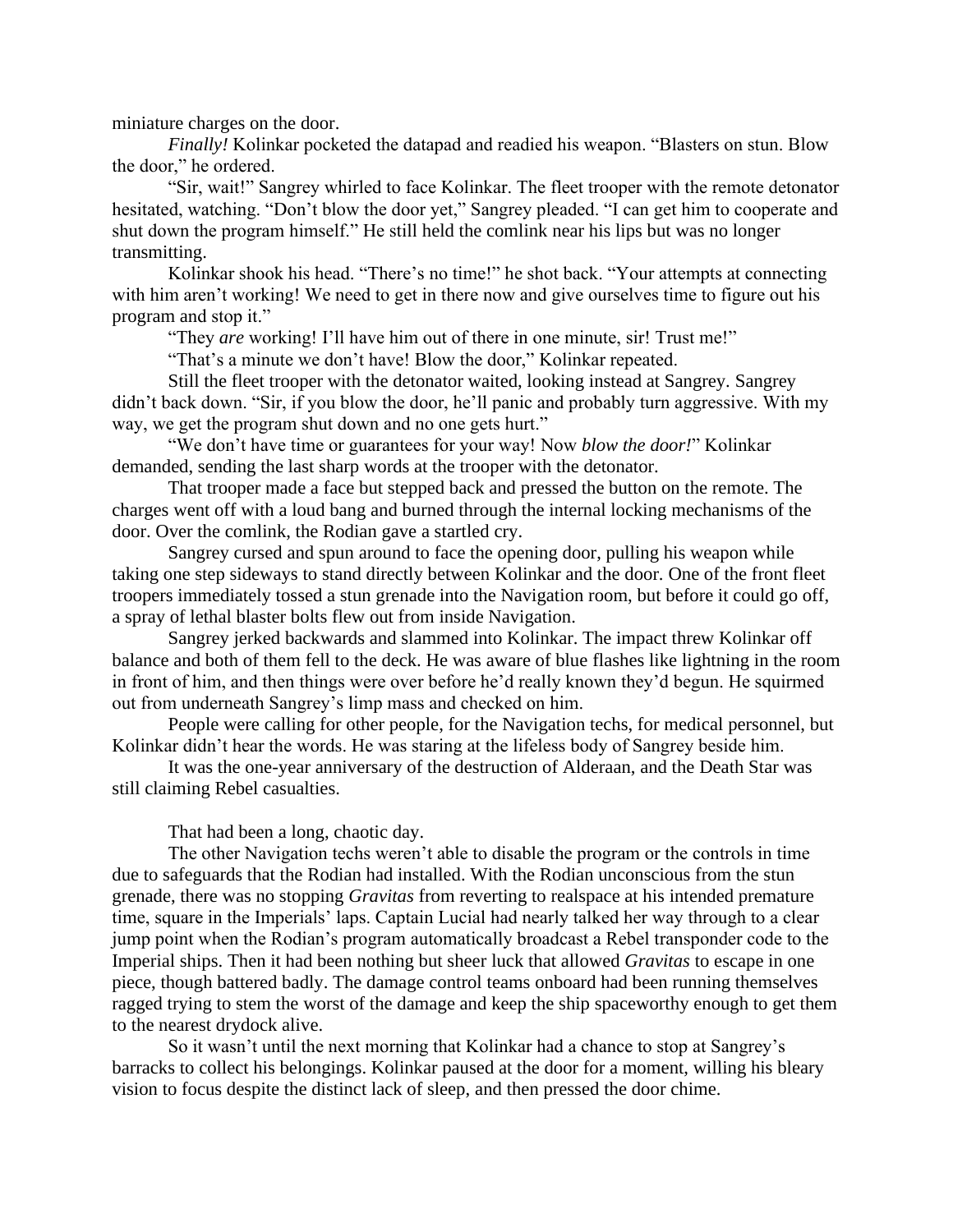miniature charges on the door.

*Finally!* Kolinkar pocketed the datapad and readied his weapon. "Blasters on stun. Blow the door," he ordered.

"Sir, wait!" Sangrey whirled to face Kolinkar. The fleet trooper with the remote detonator hesitated, watching. "Don't blow the door yet," Sangrey pleaded. "I can get him to cooperate and shut down the program himself." He still held the comlink near his lips but was no longer transmitting.

Kolinkar shook his head. "There's no time!" he shot back. "Your attempts at connecting with him aren't working! We need to get in there now and give ourselves time to figure out his program and stop it."

"They *are* working! I'll have him out of there in one minute, sir! Trust me!"

"That's a minute we don't have! Blow the door," Kolinkar repeated.

Still the fleet trooper with the detonator waited, looking instead at Sangrey. Sangrey didn't back down. "Sir, if you blow the door, he'll panic and probably turn aggressive. With my way, we get the program shut down and no one gets hurt."

"We don't have time or guarantees for your way! Now *blow the door!*" Kolinkar demanded, sending the last sharp words at the trooper with the detonator.

That trooper made a face but stepped back and pressed the button on the remote. The charges went off with a loud bang and burned through the internal locking mechanisms of the door. Over the comlink, the Rodian gave a startled cry.

Sangrey cursed and spun around to face the opening door, pulling his weapon while taking one step sideways to stand directly between Kolinkar and the door. One of the front fleet troopers immediately tossed a stun grenade into the Navigation room, but before it could go off, a spray of lethal blaster bolts flew out from inside Navigation.

Sangrey jerked backwards and slammed into Kolinkar. The impact threw Kolinkar off balance and both of them fell to the deck. He was aware of blue flashes like lightning in the room in front of him, and then things were over before he'd really known they'd begun. He squirmed out from underneath Sangrey's limp mass and checked on him.

People were calling for other people, for the Navigation techs, for medical personnel, but Kolinkar didn't hear the words. He was staring at the lifeless body of Sangrey beside him.

It was the one-year anniversary of the destruction of Alderaan, and the Death Star was still claiming Rebel casualties.

That had been a long, chaotic day.

The other Navigation techs weren't able to disable the program or the controls in time due to safeguards that the Rodian had installed. With the Rodian unconscious from the stun grenade, there was no stopping *Gravitas* from reverting to realspace at his intended premature time, square in the Imperials' laps. Captain Lucial had nearly talked her way through to a clear jump point when the Rodian's program automatically broadcast a Rebel transponder code to the Imperial ships. Then it had been nothing but sheer luck that allowed *Gravitas* to escape in one piece, though battered badly. The damage control teams onboard had been running themselves ragged trying to stem the worst of the damage and keep the ship spaceworthy enough to get them to the nearest drydock alive.

So it wasn't until the next morning that Kolinkar had a chance to stop at Sangrey's barracks to collect his belongings. Kolinkar paused at the door for a moment, willing his bleary vision to focus despite the distinct lack of sleep, and then pressed the door chime.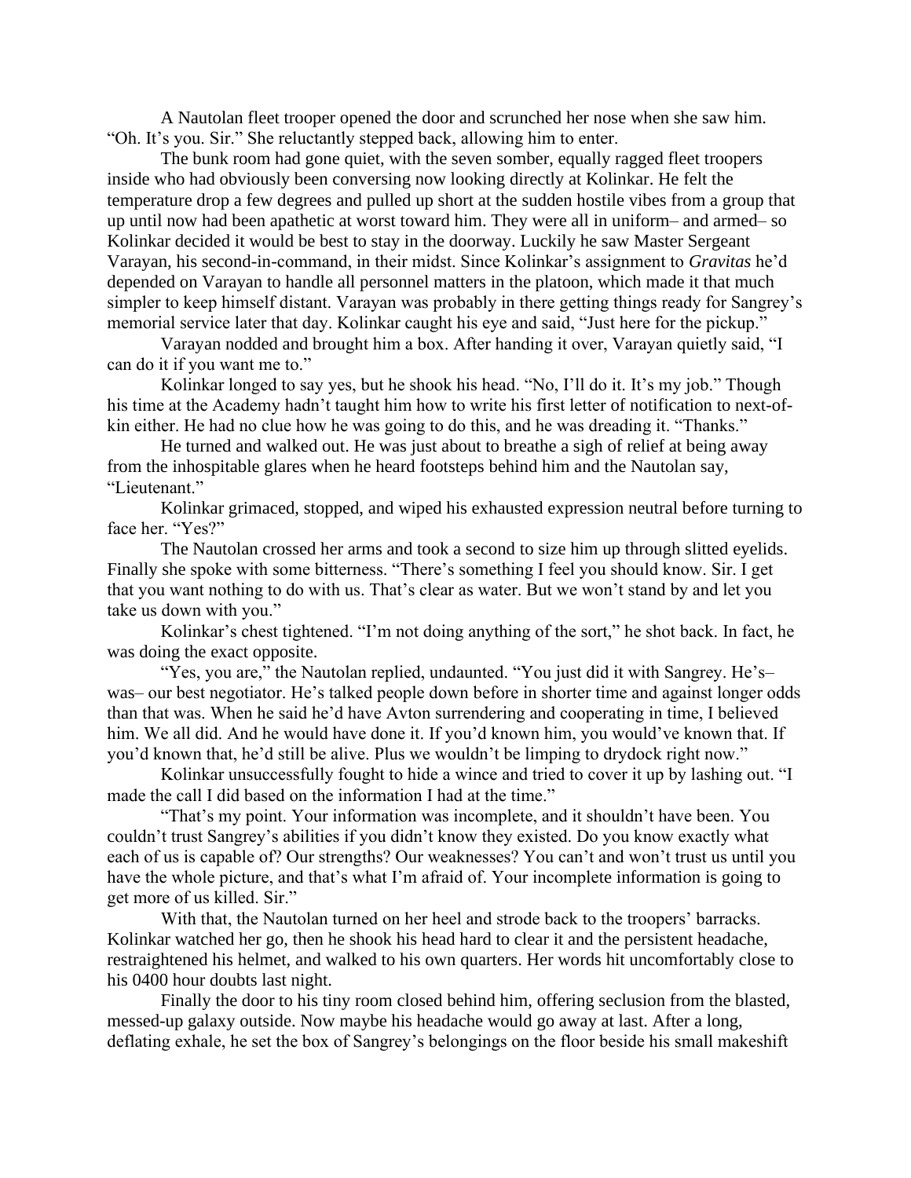A Nautolan fleet trooper opened the door and scrunched her nose when she saw him. “Oh. It’s you. Sir.” She reluctantly stepped back, allowing him to enter.

The bunk room had gone quiet, with the seven somber, equally ragged fleet troopers inside who had obviously been conversing now looking directly at Kolinkar. He felt the temperature drop a few degrees and pulled up short at the sudden hostile vibes from a group that up until now had been apathetic at worst toward him. They were all in uniform– and armed– so Kolinkar decided it would be best to stay in the doorway. Luckily he saw Master Sergeant Varayan, his second-in-command, in their midst. Since Kolinkar’s assignment to *Gravitas* he’d depended on Varayan to handle all personnel matters in the platoon, which made it that much simpler to keep himself distant. Varayan was probably in there getting things ready for Sangrey’s memorial service later that day. Kolinkar caught his eye and said, “Just here for the pickup.”

Varayan nodded and brought him a box. After handing it over, Varayan quietly said, “I can do it if you want me to.”

Kolinkar longed to say yes, but he shook his head. “No, I’ll do it. It’s my job.” Though his time at the Academy hadn’t taught him how to write his first letter of notification to next-of-kin either. He had no clue how he was going to do this, and he was dreading it. “Thanks.”

He turned and walked out. He was just about to breathe a sigh of relief at being away from the inhospitable glares when he heard footsteps behind him and the Nautolan say, “Lieutenant.”

Kolinkar grimaced, stopped, and wiped his exhausted expression neutral before turning to face her. “Yes?”

The Nautolan crossed her arms and took a second to size him up through slitted eyelids. Finally she spoke with some bitterness. “There’s something I feel you should know. Sir. I get that you want nothing to do with us. That’s clear as water. But we won’t stand by and let you take us down with you.”

Kolinkar’s chest tightened. “I’m not doing anything of the sort,” he shot back. In fact, he was doing the exact opposite.

“Yes, you are,” the Nautolan replied, undaunted. “You just did it with Sangrey. He’s– was– our best negotiator. He’s talked people down before in shorter time and against longer odds than that was. When he said he’d have Avton surrendering and cooperating in time, I believed him. We all did. And he would have done it. If you’d known him, you would’ve known that. If you’d known that, he’d still be alive. Plus we wouldn’t be limping to drydock right now.”

Kolinkar unsuccessfully fought to hide a wince and tried to cover it up by lashing out. “I made the call I did based on the information I had at the time.”

“That’s my point. Your information was incomplete, and it shouldn’t have been. You couldn’t trust Sangrey’s abilities if you didn’t know they existed. Do you know exactly what each of us is capable of? Our strengths? Our weaknesses? You can’t and won’t trust us until you have the whole picture, and that’s what I’m afraid of. Your incomplete information is going to get more of us killed. Sir.”

With that, the Nautolan turned on her heel and strode back to the troopers’ barracks. Kolinkar watched her go, then he shook his head hard to clear it and the persistent headache, restraightened his helmet, and walked to his own quarters. Her words hit uncomfortably close to his 0400 hour doubts last night.

Finally the door to his tiny room closed behind him, offering seclusion from the blasted, messed-up galaxy outside. Now maybe his headache would go away at last. After a long, deflating exhale, he set the box of Sangrey’s belongings on the floor beside his small makeshift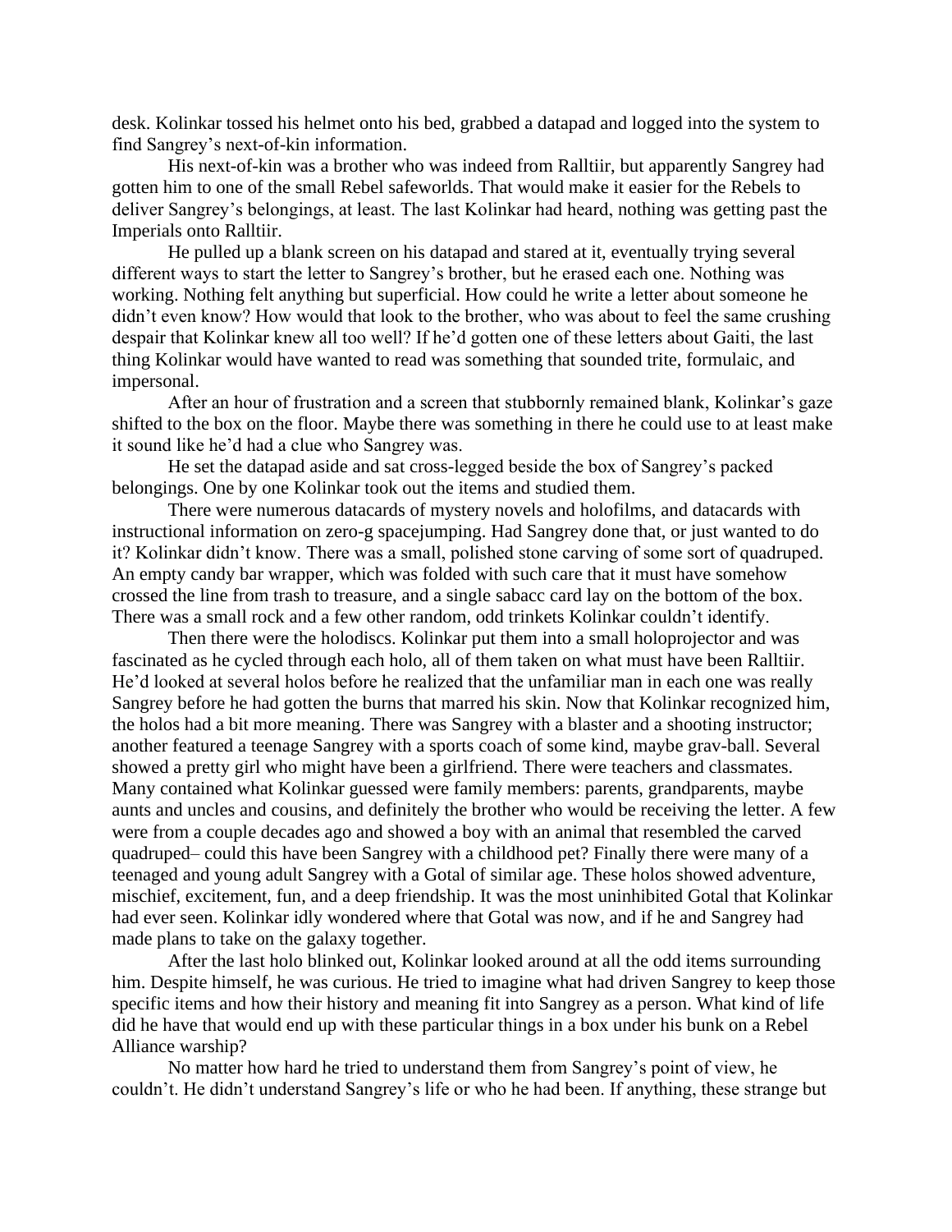desk. Kolinkar tossed his helmet onto his bed, grabbed a datapad and logged into the system to find Sangrey's next-of-kin information.

His next-of-kin was a brother who was indeed from Ralltiir, but apparently Sangrey had gotten him to one of the small Rebel safeworlds. That would make it easier for the Rebels to deliver Sangrey's belongings, at least. The last Kolinkar had heard, nothing was getting past the Imperials onto Ralltiir.

He pulled up a blank screen on his datapad and stared at it, eventually trying several different ways to start the letter to Sangrey's brother, but he erased each one. Nothing was working. Nothing felt anything but superficial. How could he write a letter about someone he didn't even know? How would that look to the brother, who was about to feel the same crushing despair that Kolinkar knew all too well? If he'd gotten one of these letters about Gaiti, the last thing Kolinkar would have wanted to read was something that sounded trite, formulaic, and impersonal.

After an hour of frustration and a screen that stubbornly remained blank, Kolinkar's gaze shifted to the box on the floor. Maybe there was something in there he could use to at least make it sound like he'd had a clue who Sangrey was.

He set the datapad aside and sat cross-legged beside the box of Sangrey's packed belongings. One by one Kolinkar took out the items and studied them.

There were numerous datacards of mystery novels and holofilms, and datacards with instructional information on zero-g spacejumping. Had Sangrey done that, or just wanted to do it? Kolinkar didn't know. There was a small, polished stone carving of some sort of quadruped. An empty candy bar wrapper, which was folded with such care that it must have somehow crossed the line from trash to treasure, and a single sabacc card lay on the bottom of the box. There was a small rock and a few other random, odd trinkets Kolinkar couldn't identify.

Then there were the holodiscs. Kolinkar put them into a small holoprojector and was fascinated as he cycled through each holo, all of them taken on what must have been Ralltiir. He'd looked at several holos before he realized that the unfamiliar man in each one was really Sangrey before he had gotten the burns that marred his skin. Now that Kolinkar recognized him, the holos had a bit more meaning. There was Sangrey with a blaster and a shooting instructor; another featured a teenage Sangrey with a sports coach of some kind, maybe grav-ball. Several showed a pretty girl who might have been a girlfriend. There were teachers and classmates. Many contained what Kolinkar guessed were family members: parents, grandparents, maybe aunts and uncles and cousins, and definitely the brother who would be receiving the letter. A few were from a couple decades ago and showed a boy with an animal that resembled the carved quadruped– could this have been Sangrey with a childhood pet? Finally there were many of a teenaged and young adult Sangrey with a Gotal of similar age. These holos showed adventure, mischief, excitement, fun, and a deep friendship. It was the most uninhibited Gotal that Kolinkar had ever seen. Kolinkar idly wondered where that Gotal was now, and if he and Sangrey had made plans to take on the galaxy together.

After the last holo blinked out, Kolinkar looked around at all the odd items surrounding him. Despite himself, he was curious. He tried to imagine what had driven Sangrey to keep those specific items and how their history and meaning fit into Sangrey as a person. What kind of life did he have that would end up with these particular things in a box under his bunk on a Rebel Alliance warship?

No matter how hard he tried to understand them from Sangrey's point of view, he couldn't. He didn't understand Sangrey's life or who he had been. If anything, these strange but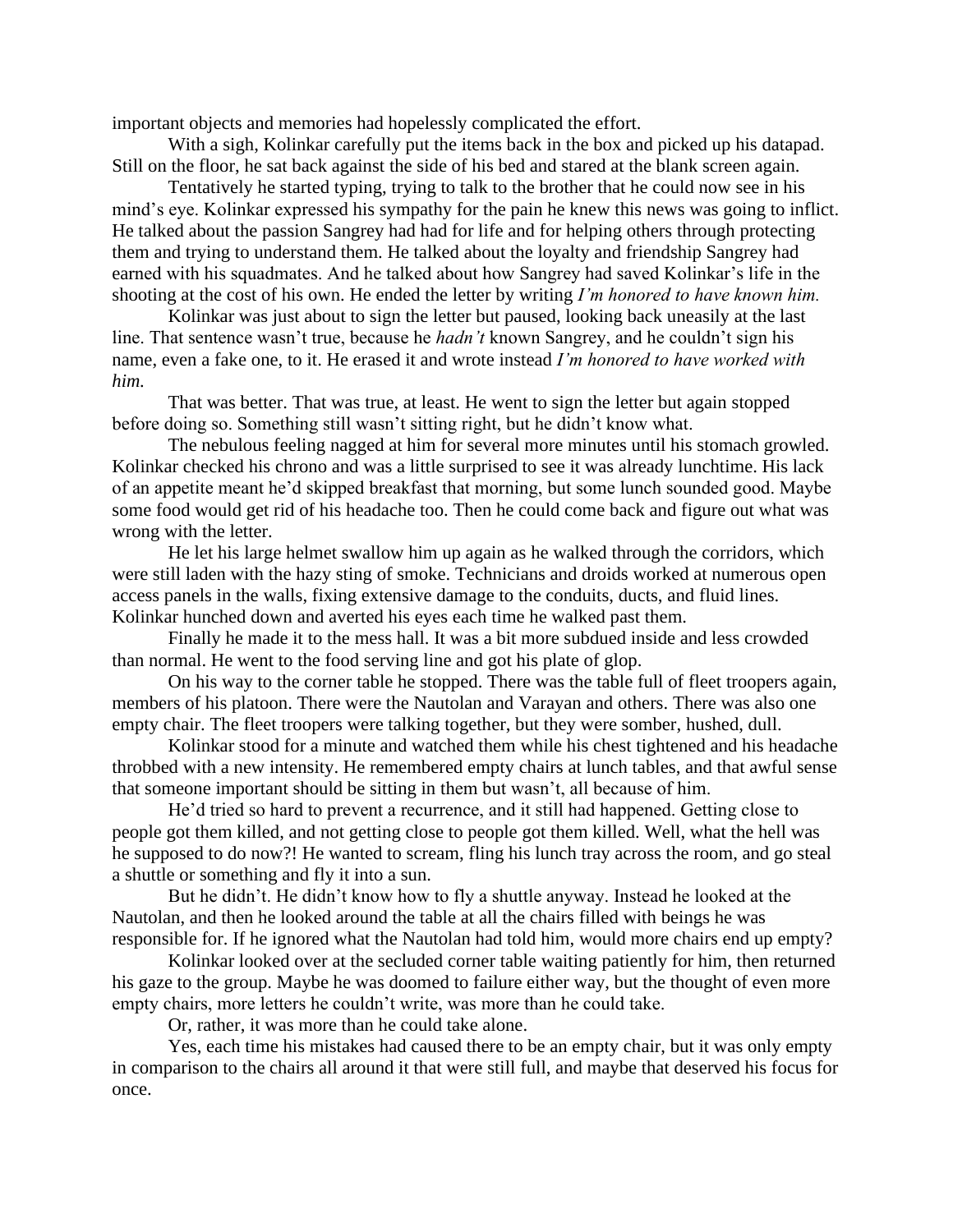important objects and memories had hopelessly complicated the effort.

With a sigh, Kolinkar carefully put the items back in the box and picked up his datapad. Still on the floor, he sat back against the side of his bed and stared at the blank screen again.

Tentatively he started typing, trying to talk to the brother that he could now see in his mind's eye. Kolinkar expressed his sympathy for the pain he knew this news was going to inflict. He talked about the passion Sangrey had had for life and for helping others through protecting them and trying to understand them. He talked about the loyalty and friendship Sangrey had earned with his squadmates. And he talked about how Sangrey had saved Kolinkar's life in the shooting at the cost of his own. He ended the letter by writing *I'm honored to have known him.*

Kolinkar was just about to sign the letter but paused, looking back uneasily at the last line. That sentence wasn't true, because he *hadn't* known Sangrey, and he couldn't sign his name, even a fake one, to it. He erased it and wrote instead *I'm honored to have worked with him.*

That was better. That was true, at least. He went to sign the letter but again stopped before doing so. Something still wasn't sitting right, but he didn't know what.

The nebulous feeling nagged at him for several more minutes until his stomach growled. Kolinkar checked his chrono and was a little surprised to see it was already lunchtime. His lack of an appetite meant he'd skipped breakfast that morning, but some lunch sounded good. Maybe some food would get rid of his headache too. Then he could come back and figure out what was wrong with the letter.

He let his large helmet swallow him up again as he walked through the corridors, which were still laden with the hazy sting of smoke. Technicians and droids worked at numerous open access panels in the walls, fixing extensive damage to the conduits, ducts, and fluid lines. Kolinkar hunched down and averted his eyes each time he walked past them.

Finally he made it to the mess hall. It was a bit more subdued inside and less crowded than normal. He went to the food serving line and got his plate of glop.

On his way to the corner table he stopped. There was the table full of fleet troopers again, members of his platoon. There were the Nautolan and Varayan and others. There was also one empty chair. The fleet troopers were talking together, but they were somber, hushed, dull.

Kolinkar stood for a minute and watched them while his chest tightened and his headache throbbed with a new intensity. He remembered empty chairs at lunch tables, and that awful sense that someone important should be sitting in them but wasn't, all because of him.

He'd tried so hard to prevent a recurrence, and it still had happened. Getting close to people got them killed, and not getting close to people got them killed. Well, what the hell was he supposed to do now?! He wanted to scream, fling his lunch tray across the room, and go steal a shuttle or something and fly it into a sun.

But he didn't. He didn't know how to fly a shuttle anyway. Instead he looked at the Nautolan, and then he looked around the table at all the chairs filled with beings he was responsible for. If he ignored what the Nautolan had told him, would more chairs end up empty?

Kolinkar looked over at the secluded corner table waiting patiently for him, then returned his gaze to the group. Maybe he was doomed to failure either way, but the thought of even more empty chairs, more letters he couldn't write, was more than he could take.

Or, rather, it was more than he could take alone.

Yes, each time his mistakes had caused there to be an empty chair, but it was only empty in comparison to the chairs all around it that were still full, and maybe that deserved his focus for once.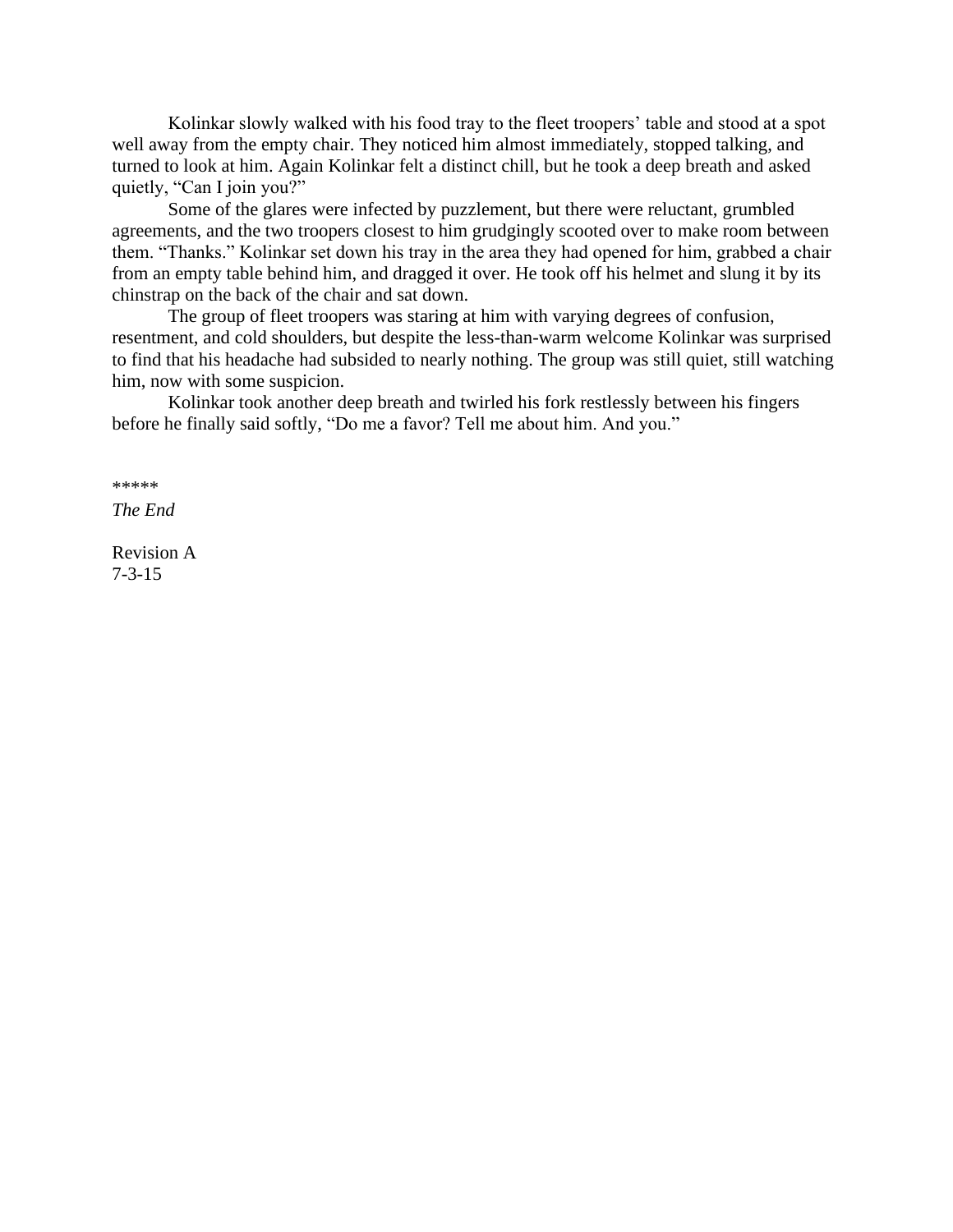Kolinkar slowly walked with his food tray to the fleet troopers' table and stood at a spot well away from the empty chair. They noticed him almost immediately, stopped talking, and turned to look at him. Again Kolinkar felt a distinct chill, but he took a deep breath and asked quietly, "Can I join you?"

Some of the glares were infected by puzzlement, but there were reluctant, grumbled agreements, and the two troopers closest to him grudgingly scooted over to make room between them. "Thanks." Kolinkar set down his tray in the area they had opened for him, grabbed a chair from an empty table behind him, and dragged it over. He took off his helmet and slung it by its chinstrap on the back of the chair and sat down.

The group of fleet troopers was staring at him with varying degrees of confusion, resentment, and cold shoulders, but despite the less-than-warm welcome Kolinkar was surprised to find that his headache had subsided to nearly nothing. The group was still quiet, still watching him, now with some suspicion.

Kolinkar took another deep breath and twirled his fork restlessly between his fingers before he finally said softly, "Do me a favor? Tell me about him. And you."

*****

*The End*

Revision A
7-3-15